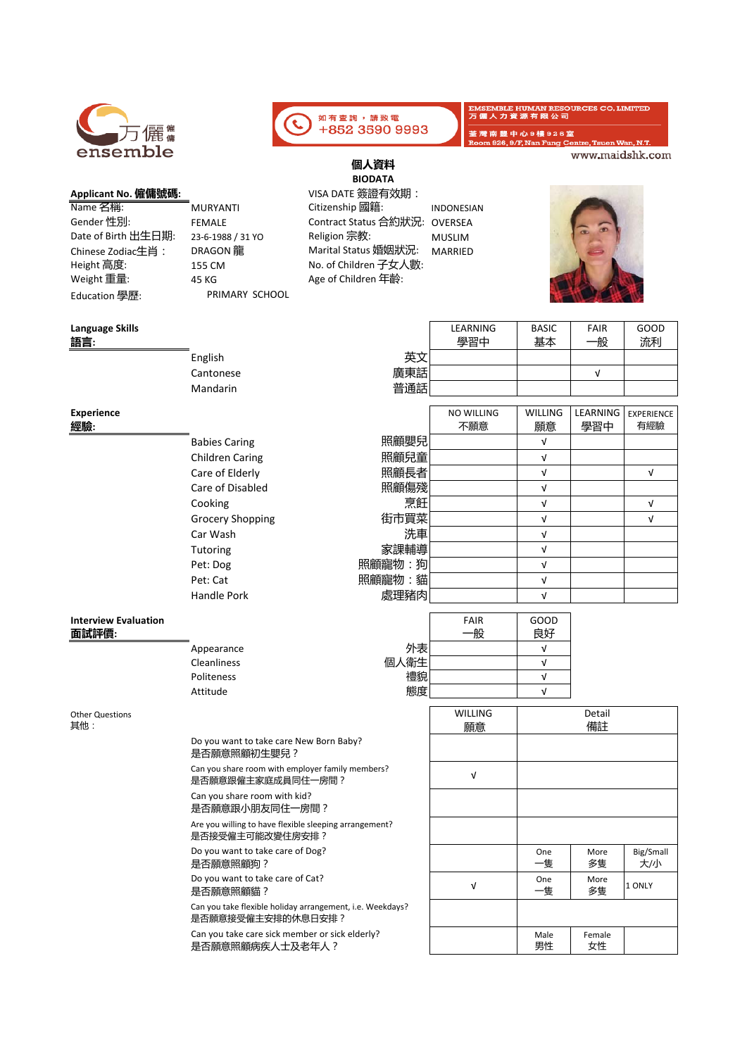万儷 ensemble

如有查詢，請致電 +852 3590 9993

EMSEMBLE HUMAN RESOURCES CO. LIMITED
万儷人力資源有限公司
荃灣南豐中心9樓926室
Room 926, 9/F, Nan Fung Centre, Tsuen Wan, N.T.
www.maidshk.com

## 個人資料
## BIODATA

**Applicant No. 僱傭號碼:**

| | | | |
|---|---|---|---|
| Name 名稱: | MURYANTI | VISA DATE 簽證有效期： | |
| Gender 性別: | FEMALE | Citizenship 國籍: | INDONESIAN |
| Date of Birth 出生日期: | 23-6-1988 / 31 YO | Contract Status 合約狀況: | OVERSEA |
| Chinese Zodiac生肖： | DRAGON 龍 | Religion 宗教: | MUSLIM |
| Height 高度: | 155 CM | Marital Status 婚姻狀況: | MARRIED |
| Weight 重量: | 45 KG | No. of Children 子女人數: | |
| Education 學歷: | PRIMARY SCHOOL | Age of Children 年齡: | |

**Language Skills 語言:**

| | | LEARNING 學習中 | BASIC 基本 | FAIR 一般 | GOOD 流利 |
|---|---|---|---|---|---|
| English | 英文 | | | | |
| Cantonese | 廣東話 | | | √ | |
| Mandarin | 普通話 | | | | |

**Experience 經驗:**

| | | NO WILLING 不願意 | WILLING 願意 | LEARNING 學習中 | EXPERIENCE 有經驗 |
|---|---|---|---|---|---|
| Babies Caring | 照顧嬰兒 | | √ | | |
| Children Caring | 照顧兒童 | | √ | | |
| Care of Elderly | 照顧長者 | | √ | | √ |
| Care of Disabled | 照顧傷殘 | | √ | | |
| Cooking | 烹飪 | | √ | | √ |
| Grocery Shopping | 街市買菜 | | √ | | √ |
| Car Wash | 洗車 | | √ | | |
| Tutoring | 家課輔導 | | √ | | |
| Pet: Dog | 照顧寵物：狗 | | √ | | |
| Pet: Cat | 照顧寵物：貓 | | √ | | |
| Handle Pork | 處理豬肉 | | √ | | |

**Interview Evaluation 面試評價:**

| | | FAIR 一般 | GOOD 良好 |
|---|---|---|---|
| Appearance | 外表 | | √ |
| Cleanliness | 個人衛生 | | √ |
| Politeness | 禮貌 | | √ |
| Attitude | 態度 | | √ |

Other Questions 其他：

| | WILLING 願意 | Detail 備註 | | |
|---|---|---|---|---|
| Do you want to take care New Born Baby? 是否願意照顧初生嬰兒？ | | | | |
| Can you share room with employer family members? 是否願意跟僱主家庭成員同住一房間？ | √ | | | |
| Can you share room with kid? 是否願意跟小朋友同住一房間？ | | | | |
| Are you willing to have flexible sleeping arrangement? 是否接受僱主可能改變住房安排？ | | | | |
| Do you want to take care of Dog? 是否願意照顧狗？ | | One 一隻 | More 多隻 | Big/Small 大/小 |
| Do you want to take care of Cat? 是否願意照顧貓？ | √ | One 一隻 | More 多隻 | 1 ONLY |
| Can you take flexible holiday arrangement, i.e. Weekdays? 是否願意接受僱主安排的休息日安排？ | | | | |
| Can you take care sick member or sick elderly? 是否願意照顧病疾人士及老年人？ | | Male 男性 | Female 女性 | |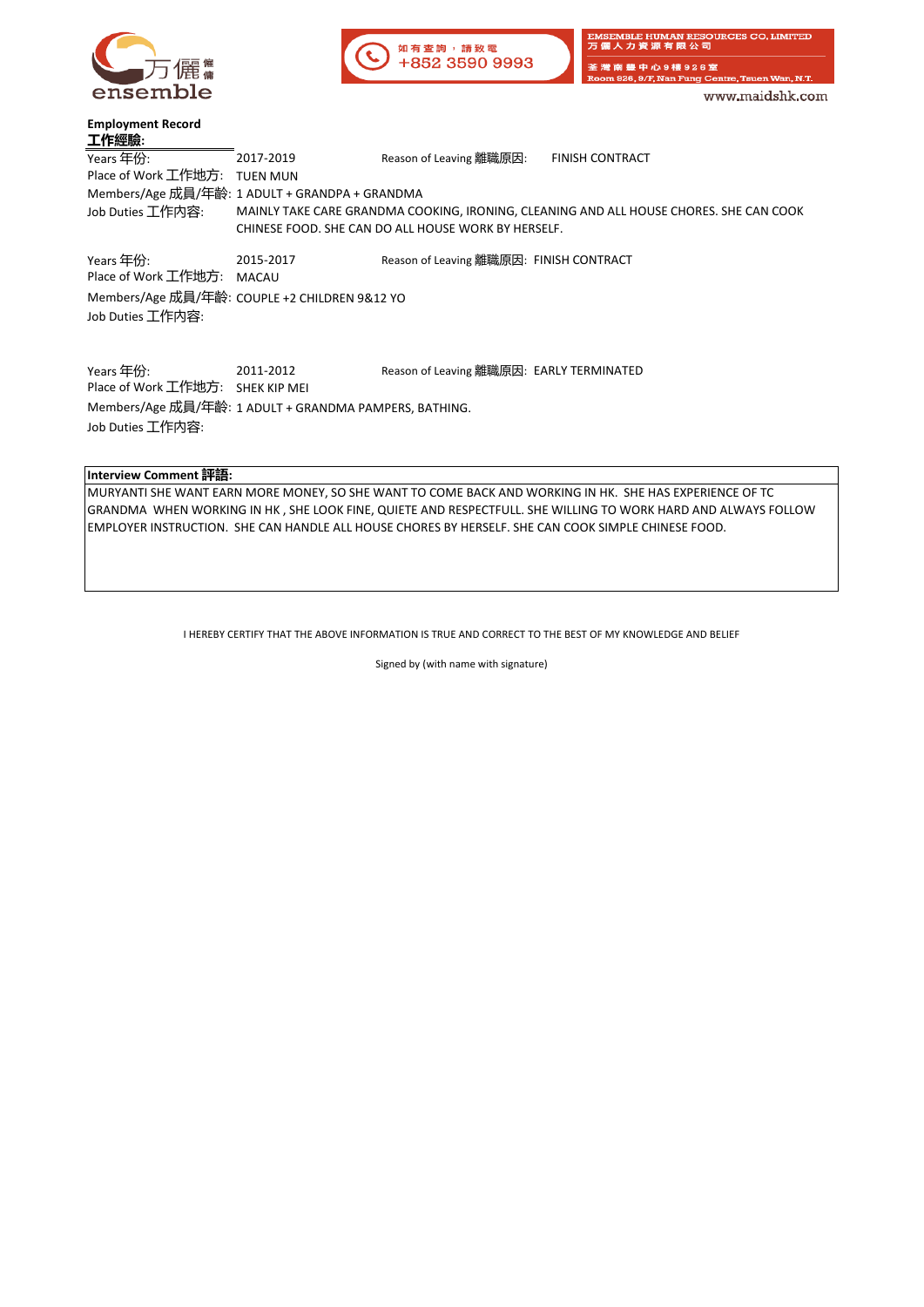ensemble 万儷傭

如有查詢，請致電 +852 3590 9993

EMSEMBLE HUMAN RESOURCES CO. LIMITED
万儷人力資源有限公司

荃灣南豐中心9樓926室
Room 926, 9/F, Nan Fung Centre, Tsuen Wan, N.T.

www.maidshk.com

**Employment Record**
**工作經驗:**

Years 年份: 2017-2019 Reason of Leaving 離職原因: FINISH CONTRACT
Place of Work 工作地方: TUEN MUN
Members/Age 成員/年齡: 1 ADULT + GRANDPA + GRANDMA
Job Duties 工作內容: MAINLY TAKE CARE GRANDMA COOKING, IRONING, CLEANING AND ALL HOUSE CHORES. SHE CAN COOK CHINESE FOOD. SHE CAN DO ALL HOUSE WORK BY HERSELF.

Years 年份: 2015-2017 Reason of Leaving 離職原因: FINISH CONTRACT
Place of Work 工作地方: MACAU
Members/Age 成員/年齡: COUPLE +2 CHILDREN 9&12 YO
Job Duties 工作內容:

Years 年份: 2011-2012 Reason of Leaving 離職原因: EARLY TERMINATED
Place of Work 工作地方: SHEK KIP MEI
Members/Age 成員/年齡: 1 ADULT + GRANDMA PAMPERS, BATHING.
Job Duties 工作內容:

**Interview Comment 評語:**

MURYANTI SHE WANT EARN MORE MONEY, SO SHE WANT TO COME BACK AND WORKING IN HK. SHE HAS EXPERIENCE OF TC GRANDMA WHEN WORKING IN HK , SHE LOOK FINE, QUIETE AND RESPECTFULL. SHE WILLING TO WORK HARD AND ALWAYS FOLLOW EMPLOYER INSTRUCTION. SHE CAN HANDLE ALL HOUSE CHORES BY HERSELF. SHE CAN COOK SIMPLE CHINESE FOOD.

I HEREBY CERTIFY THAT THE ABOVE INFORMATION IS TRUE AND CORRECT TO THE BEST OF MY KNOWLEDGE AND BELIEF

Signed by (with name with signature)